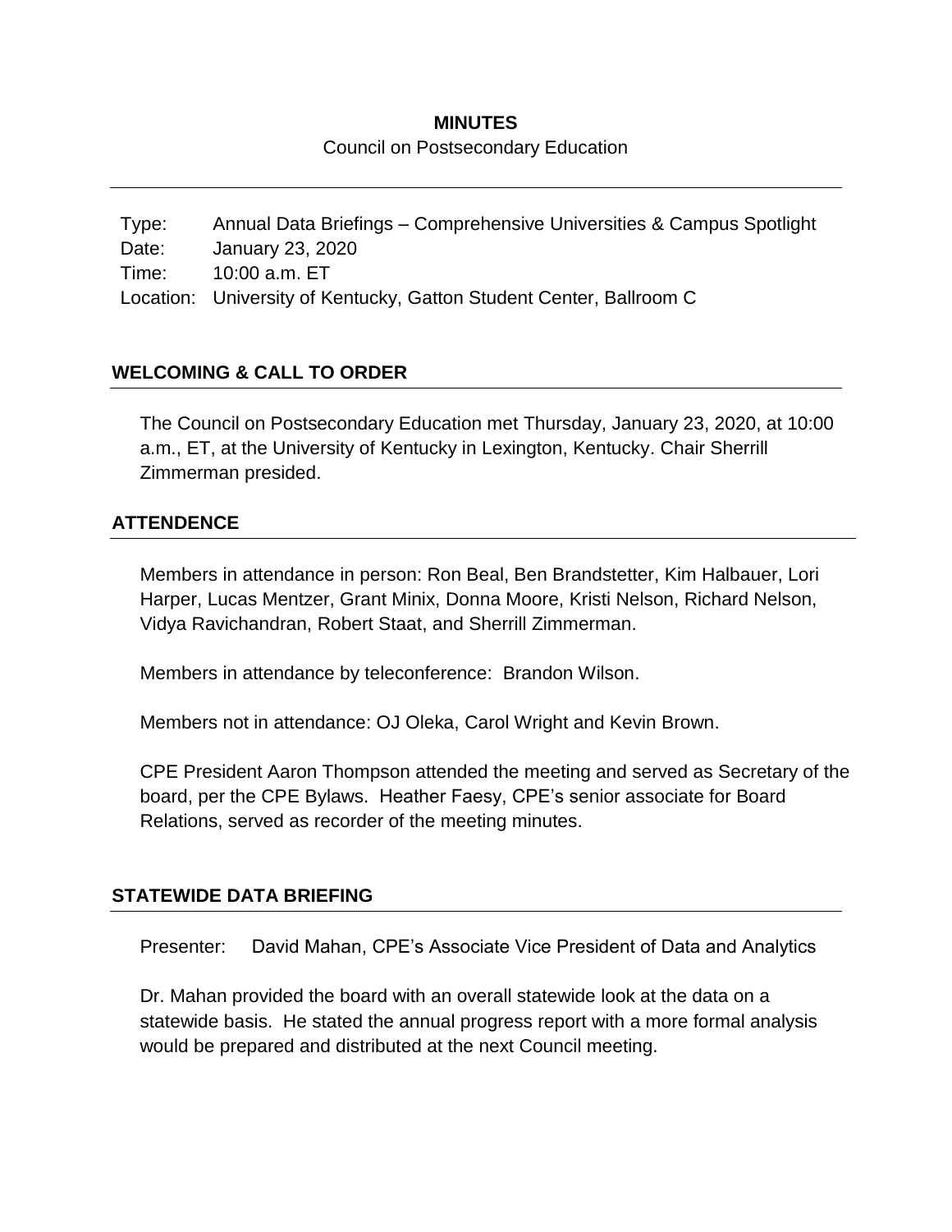**MINUTES**

Council on Postsecondary Education

| | |
|---|---|
| Type: | Annual Data Briefings – Comprehensive Universities & Campus Spotlight |
| Date: | January 23, 2020 |
| Time: | 10:00 a.m. ET |
| Location: | University of Kentucky, Gatton Student Center, Ballroom C |

## WELCOMING & CALL TO ORDER

The Council on Postsecondary Education met Thursday, January 23, 2020, at 10:00 a.m., ET, at the University of Kentucky in Lexington, Kentucky. Chair Sherrill Zimmerman presided.

## ATTENDENCE

Members in attendance in person: Ron Beal, Ben Brandstetter, Kim Halbauer, Lori Harper, Lucas Mentzer, Grant Minix, Donna Moore, Kristi Nelson, Richard Nelson, Vidya Ravichandran, Robert Staat, and Sherrill Zimmerman.

Members in attendance by teleconference: Brandon Wilson.

Members not in attendance: OJ Oleka, Carol Wright and Kevin Brown.

CPE President Aaron Thompson attended the meeting and served as Secretary of the board, per the CPE Bylaws. Heather Faesy, CPE's senior associate for Board Relations, served as recorder of the meeting minutes.

## STATEWIDE DATA BRIEFING

Presenter: David Mahan, CPE's Associate Vice President of Data and Analytics

Dr. Mahan provided the board with an overall statewide look at the data on a statewide basis. He stated the annual progress report with a more formal analysis would be prepared and distributed at the next Council meeting.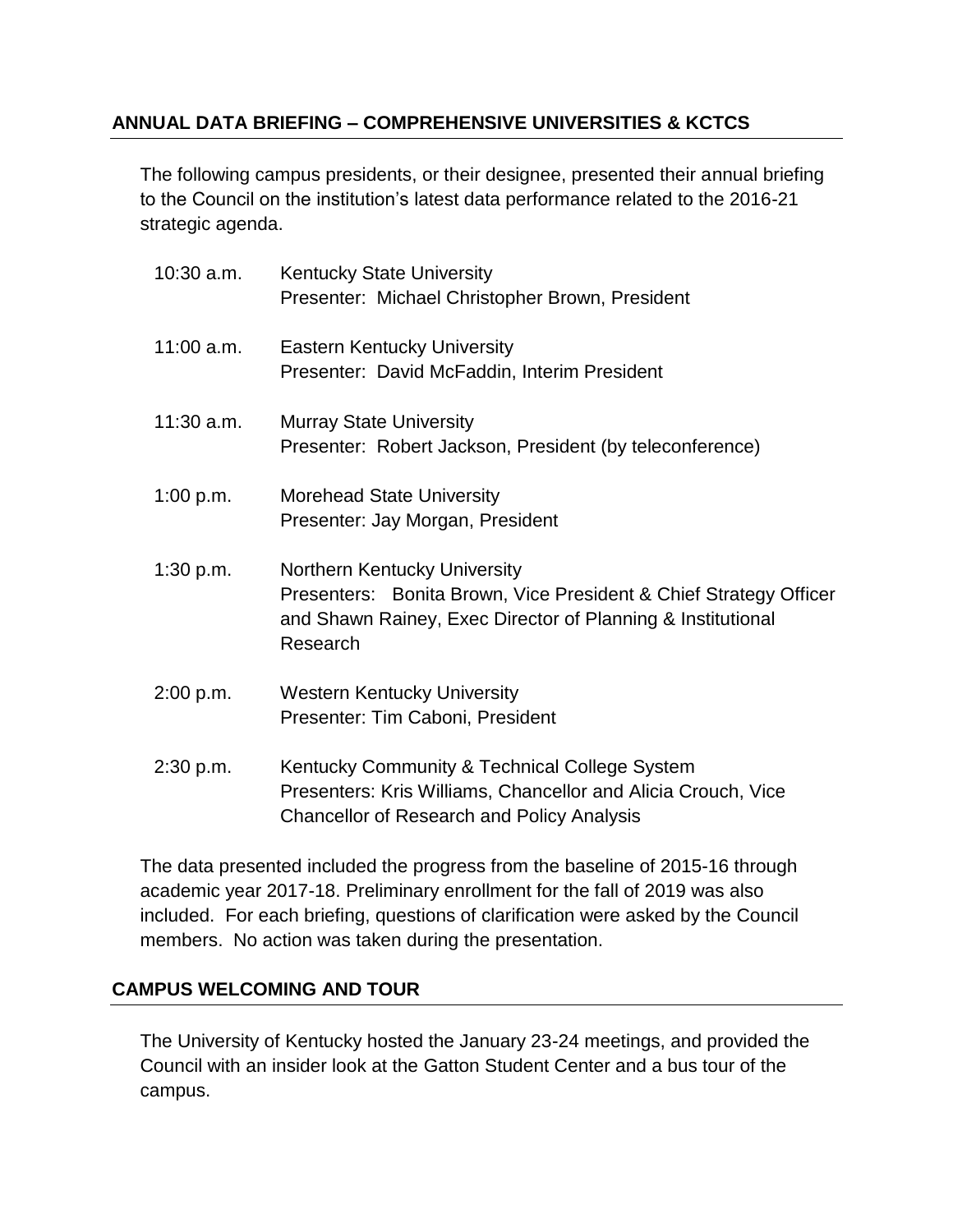## ANNUAL DATA BRIEFING – COMPREHENSIVE UNIVERSITIES & KCTCS

The following campus presidents, or their designee, presented their annual briefing to the Council on the institution's latest data performance related to the 2016-21 strategic agenda.

10:30 a.m. Kentucky State University
Presenter: Michael Christopher Brown, President

11:00 a.m. Eastern Kentucky University
Presenter: David McFaddin, Interim President

11:30 a.m. Murray State University
Presenter: Robert Jackson, President (by teleconference)

1:00 p.m. Morehead State University
Presenter: Jay Morgan, President

1:30 p.m. Northern Kentucky University
Presenters: Bonita Brown, Vice President & Chief Strategy Officer and Shawn Rainey, Exec Director of Planning & Institutional Research

2:00 p.m. Western Kentucky University
Presenter: Tim Caboni, President

2:30 p.m. Kentucky Community & Technical College System
Presenters: Kris Williams, Chancellor and Alicia Crouch, Vice Chancellor of Research and Policy Analysis

The data presented included the progress from the baseline of 2015-16 through academic year 2017-18. Preliminary enrollment for the fall of 2019 was also included. For each briefing, questions of clarification were asked by the Council members. No action was taken during the presentation.

## CAMPUS WELCOMING AND TOUR

The University of Kentucky hosted the January 23-24 meetings, and provided the Council with an insider look at the Gatton Student Center and a bus tour of the campus.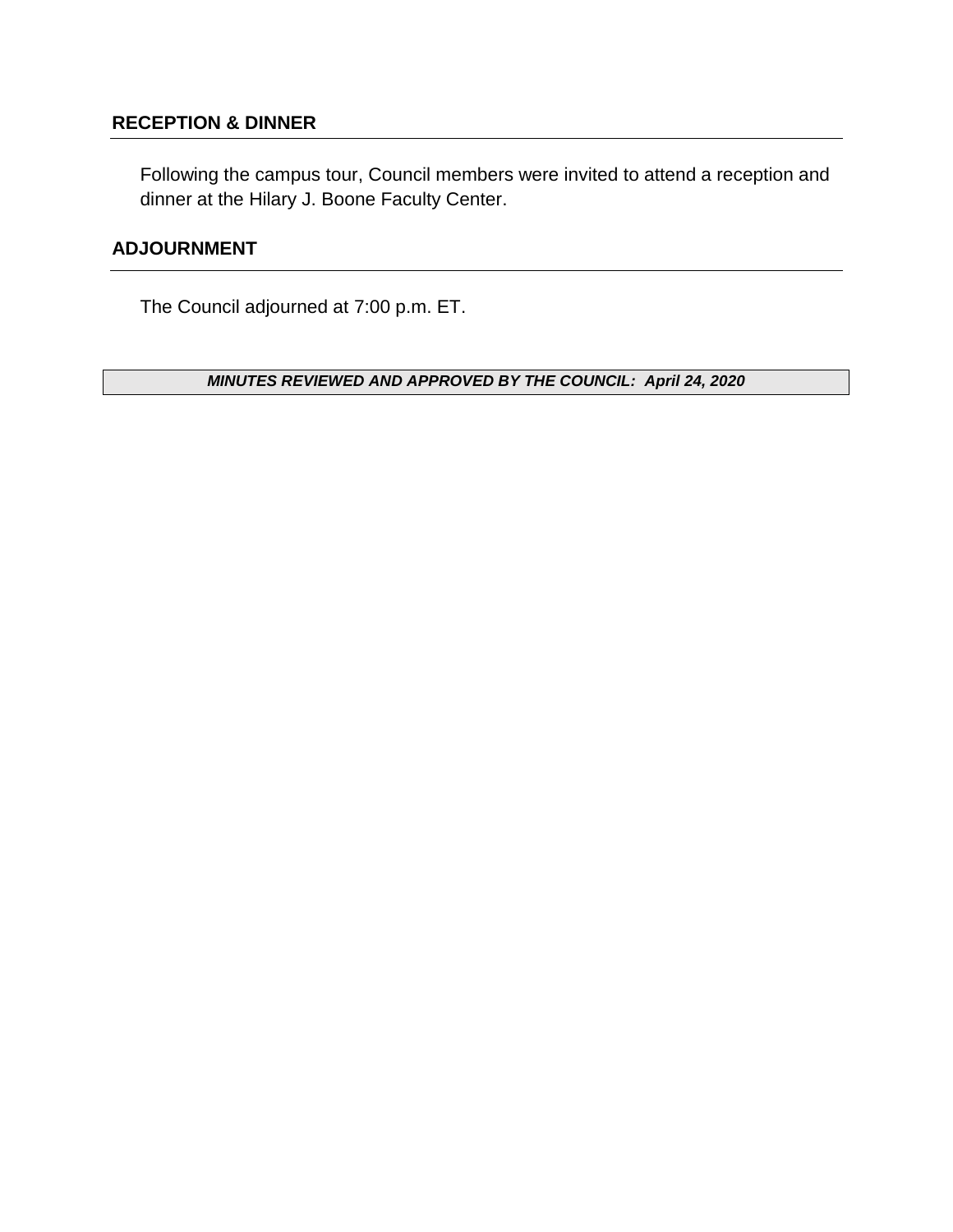## RECEPTION & DINNER

Following the campus tour, Council members were invited to attend a reception and dinner at the Hilary J. Boone Faculty Center.

## ADJOURNMENT

The Council adjourned at 7:00 p.m. ET.

***MINUTES REVIEWED AND APPROVED BY THE COUNCIL: April 24, 2020***